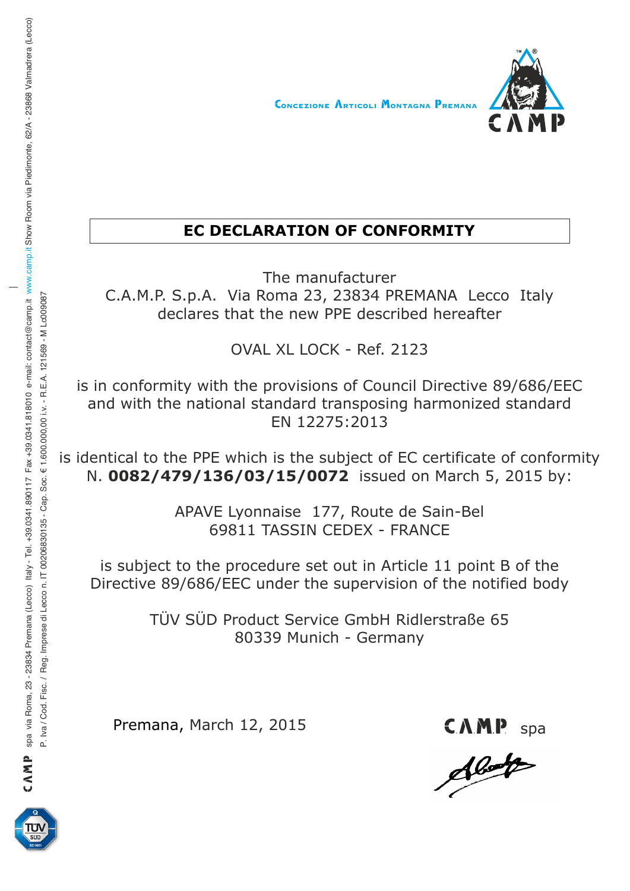Concezione Articoli Montagna Premana

# EC DECLARATION OF CONFORMITY

The manufacturer
C.A.M.P. S.p.A. Via Roma 23, 23834 PREMANA Lecco Italy
declares that the new PPE described hereafter

OVAL XL LOCK - Ref. 2123

is in conformity with the provisions of Council Directive 89/686/EEC and with the national standard transposing harmonized standard EN 12275:2013

is identical to the PPE which is the subject of EC certificate of conformity N. **0082/479/136/03/15/0072** issued on March 5, 2015 by:

APAVE Lyonnaise 177, Route de Sain-Bel
69811 TASSIN CEDEX - FRANCE

is subject to the procedure set out in Article 11 point B of the Directive 89/686/EEC under the supervision of the notified body

TÜV SÜD Product Service GmbH Ridlerstraße 65
80339 Munich - Germany

Premana, March 12, 2015

CAMP spa

CAMP spa via Roma, 23 - 23834 Premana (Lecco) Italy - Tel. +39.0341.890117 Fax +39.0341.818010 e-mail: contact@camp.it www.camp.it Show Room via Piedimonte, 62/A - 23868 Valmadrera (Lecco)
P. Iva / Cod. Fisc. / Reg. Imprese di Lecco n. IT 00206830135 - Cap. Soc. € 1.600.000,00 i.v. - R.E.A. 121569 - M Lc009087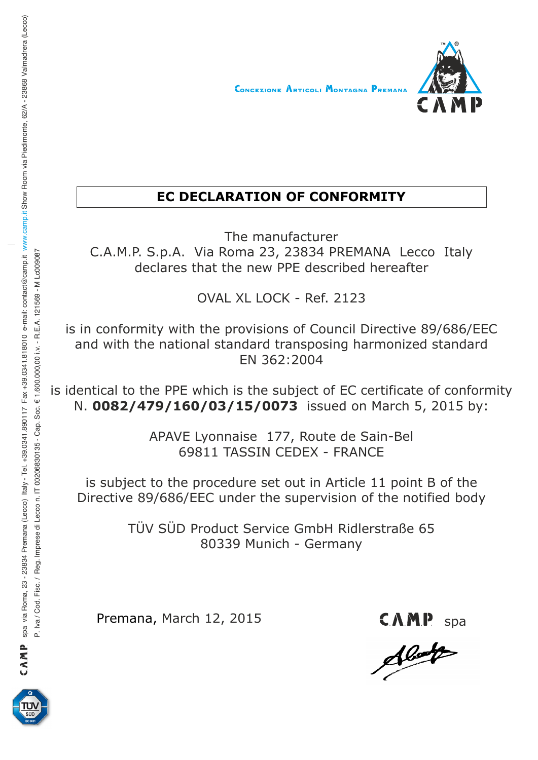Concezione Articoli Montagna Premana

CAMP

# EC DECLARATION OF CONFORMITY

The manufacturer
C.A.M.P. S.p.A. Via Roma 23, 23834 PREMANA Lecco Italy
declares that the new PPE described hereafter

OVAL XL LOCK - Ref. 2123

is in conformity with the provisions of Council Directive 89/686/EEC
and with the national standard transposing harmonized standard
EN 362:2004

is identical to the PPE which is the subject of EC certificate of conformity
N. **0082/479/160/03/15/0073** issued on March 5, 2015 by:

APAVE Lyonnaise 177, Route de Sain-Bel
69811 TASSIN CEDEX - FRANCE

is subject to the procedure set out in Article 11 point B of the
Directive 89/686/EEC under the supervision of the notified body

TÜV SÜD Product Service GmbH Ridlerstraße 65
80339 Munich - Germany

Premana, March 12, 2015

CAMP spa

CAMP spa via Roma, 23 - 23834 Premana (Lecco) Italy - Tel. +39.0341.890117 Fax +39.0341.818010 e-mail: contact@camp.it www.camp.it Show Room via Piedimonte, 62/A - 23868 Valmadrera (Lecco)
P. Iva / Cod. Fisc. / Reg. Imprese di Lecco n. IT 00206830135 - Cap. Soc. € 1.600.000,00 i.v. - R.E.A. 121569 - M Lc009087